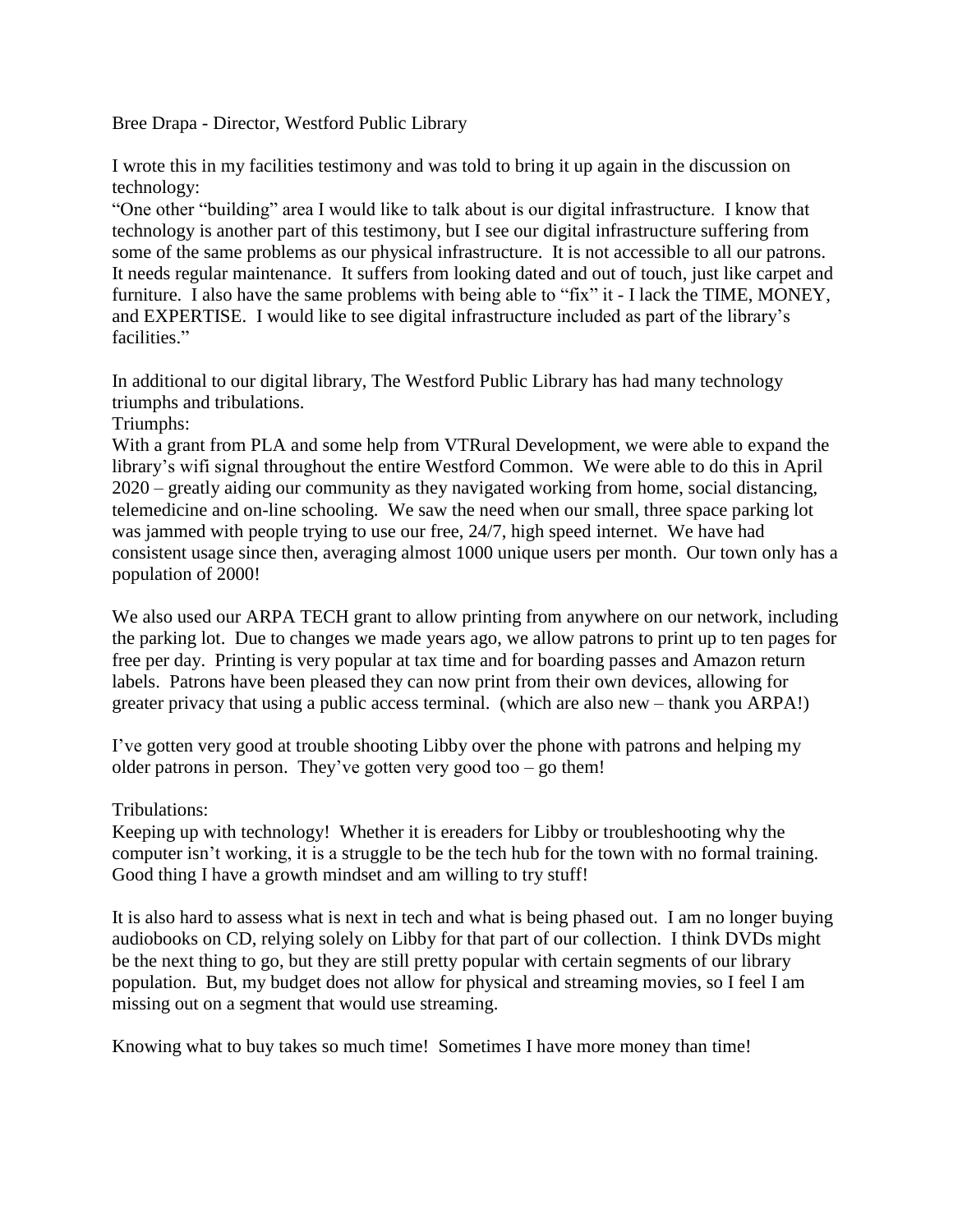Bree Drapa - Director, Westford Public Library

I wrote this in my facilities testimony and was told to bring it up again in the discussion on technology:

"One other "building" area I would like to talk about is our digital infrastructure. I know that technology is another part of this testimony, but I see our digital infrastructure suffering from some of the same problems as our physical infrastructure. It is not accessible to all our patrons. It needs regular maintenance. It suffers from looking dated and out of touch, just like carpet and furniture. I also have the same problems with being able to "fix" it - I lack the TIME, MONEY, and EXPERTISE. I would like to see digital infrastructure included as part of the library's facilities."

In additional to our digital library, The Westford Public Library has had many technology triumphs and tribulations.

Triumphs:

With a grant from PLA and some help from VTRural Development, we were able to expand the library's wifi signal throughout the entire Westford Common. We were able to do this in April 2020 – greatly aiding our community as they navigated working from home, social distancing, telemedicine and on-line schooling. We saw the need when our small, three space parking lot was jammed with people trying to use our free, 24/7, high speed internet. We have had consistent usage since then, averaging almost 1000 unique users per month. Our town only has a population of 2000!

We also used our ARPA TECH grant to allow printing from anywhere on our network, including the parking lot. Due to changes we made years ago, we allow patrons to print up to ten pages for free per day. Printing is very popular at tax time and for boarding passes and Amazon return labels. Patrons have been pleased they can now print from their own devices, allowing for greater privacy that using a public access terminal. (which are also new – thank you ARPA!)

I've gotten very good at trouble shooting Libby over the phone with patrons and helping my older patrons in person. They've gotten very good too – go them!

Tribulations:

Keeping up with technology! Whether it is ereaders for Libby or troubleshooting why the computer isn't working, it is a struggle to be the tech hub for the town with no formal training. Good thing I have a growth mindset and am willing to try stuff!

It is also hard to assess what is next in tech and what is being phased out. I am no longer buying audiobooks on CD, relying solely on Libby for that part of our collection. I think DVDs might be the next thing to go, but they are still pretty popular with certain segments of our library population. But, my budget does not allow for physical and streaming movies, so I feel I am missing out on a segment that would use streaming.

Knowing what to buy takes so much time! Sometimes I have more money than time!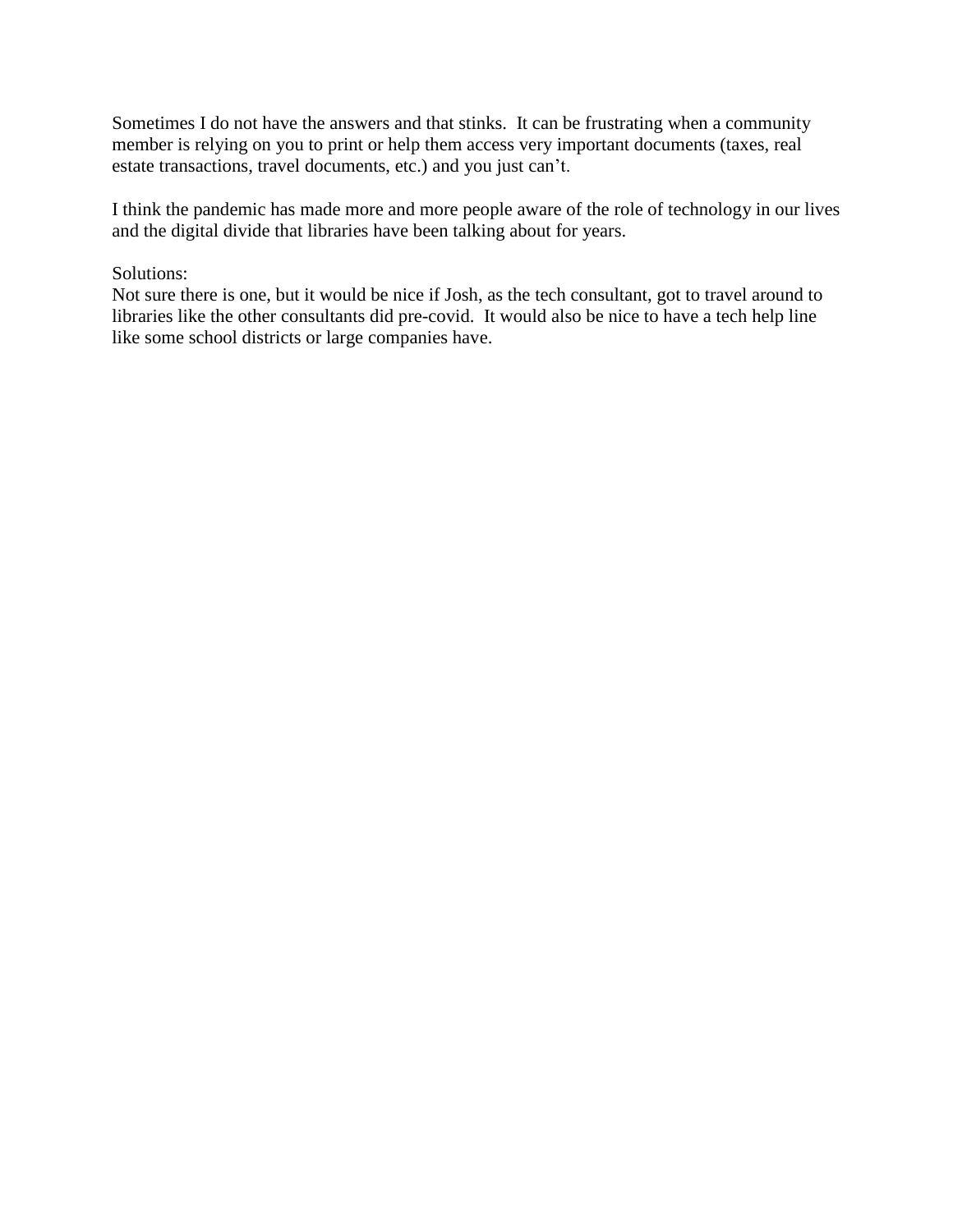Sometimes I do not have the answers and that stinks. It can be frustrating when a community member is relying on you to print or help them access very important documents (taxes, real estate transactions, travel documents, etc.) and you just can't.

I think the pandemic has made more and more people aware of the role of technology in our lives and the digital divide that libraries have been talking about for years.

Solutions:
Not sure there is one, but it would be nice if Josh, as the tech consultant, got to travel around to libraries like the other consultants did pre-covid. It would also be nice to have a tech help line like some school districts or large companies have.